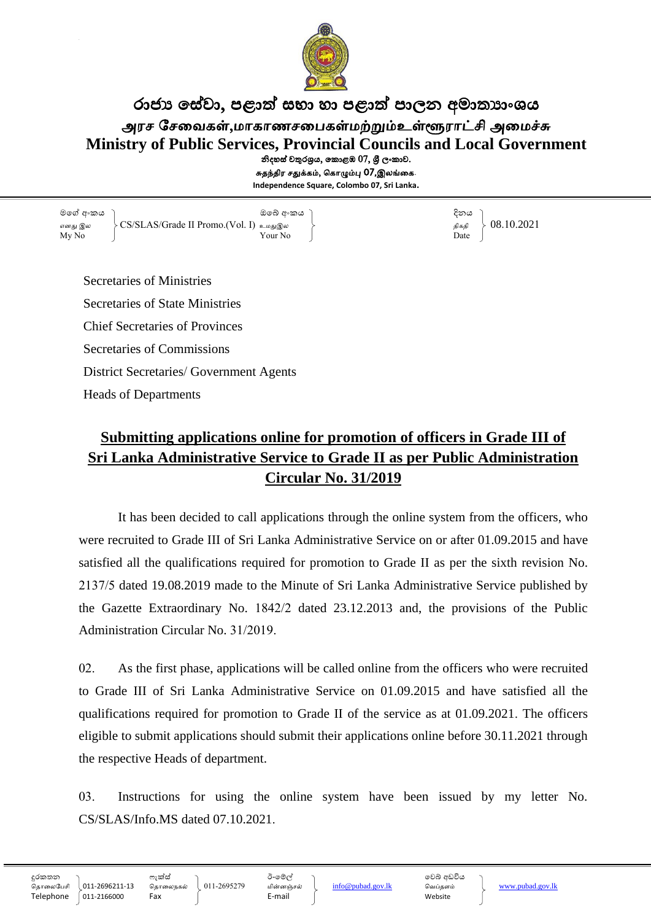# රාජ්‍ය සේවා, පළාත් සභා හා පළාත් පාලන අමාත්‍යාංශය

# அரச சேவைகள்,மாகாணசபைகள்மற்றும்உள்ளூராட்சி அமைச்சு

# Ministry of Public Services, Provincial Councils and Local Government

නිදහස් චතුරශ්‍රය, කොළඹ 07, ශ්‍රී ලංකාව.
சுதந்திர சதுக்கம், கொழும்பு 07,இலங்கை.
**Independence Square, Colombo 07, Sri Lanka.**

| මගේ අංකය / எனது இல / My No | CS/SLAS/Grade II Promo.(Vol. I) | ඔබේ අංකය / உமதுஇல / Your No | | දිනය / திகதி / Date | 08.10.2021 |
|---|---|---|---|---|---|

Secretaries of Ministries
Secretaries of State Ministries
Chief Secretaries of Provinces
Secretaries of Commissions
District Secretaries/ Government Agents
Heads of Departments

## **<u>Submitting applications online for promotion of officers in Grade III of Sri Lanka Administrative Service to Grade II as per Public Administration Circular No. 31/2019</u>**

It has been decided to call applications through the online system from the officers, who were recruited to Grade III of Sri Lanka Administrative Service on or after 01.09.2015 and have satisfied all the qualifications required for promotion to Grade II as per the sixth revision No. 2137/5 dated 19.08.2019 made to the Minute of Sri Lanka Administrative Service published by the Gazette Extraordinary No. 1842/2 dated 23.12.2013 and, the provisions of the Public Administration Circular No. 31/2019.

02. As the first phase, applications will be called online from the officers who were recruited to Grade III of Sri Lanka Administrative Service on 01.09.2015 and have satisfied all the qualifications required for promotion to Grade II of the service as at 01.09.2021. The officers eligible to submit applications should submit their applications online before 30.11.2021 through the respective Heads of department.

03. Instructions for using the online system have been issued by my letter No. CS/SLAS/Info.MS dated 07.10.2021.

| දුරකතන / தொலைபேசி / Telephone | 011-2696211-13 / 011-2166000 | ෆැක්ස් / தொலைநகல் / Fax | 011-2695279 | ඊ-මේල් / மின்னஞ்சல் / E-mail | info@pubad.gov.lk | වෙබ් අඩවිය / வெப்தளம் / Website | www.pubad.gov.lk |
|---|---|---|---|---|---|---|---|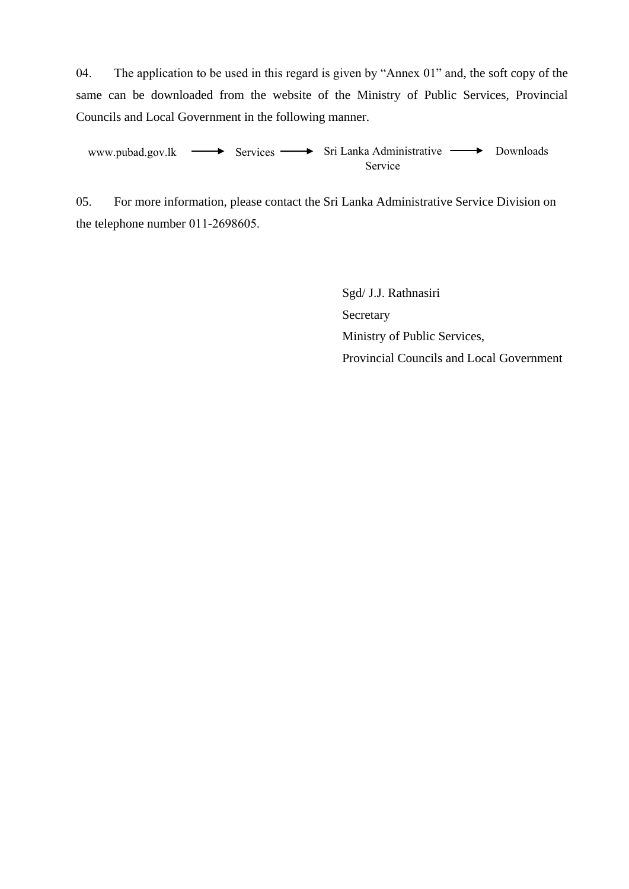04. The application to be used in this regard is given by "Annex 01" and, the soft copy of the same can be downloaded from the website of the Ministry of Public Services, Provincial Councils and Local Government in the following manner.

www.pubad.gov.lk → Services → Sri Lanka Administrative Service → Downloads

05. For more information, please contact the Sri Lanka Administrative Service Division on the telephone number 011-2698605.

Sgd/ J.J. Rathnasiri  
Secretary  
Ministry of Public Services,  
Provincial Councils and Local Government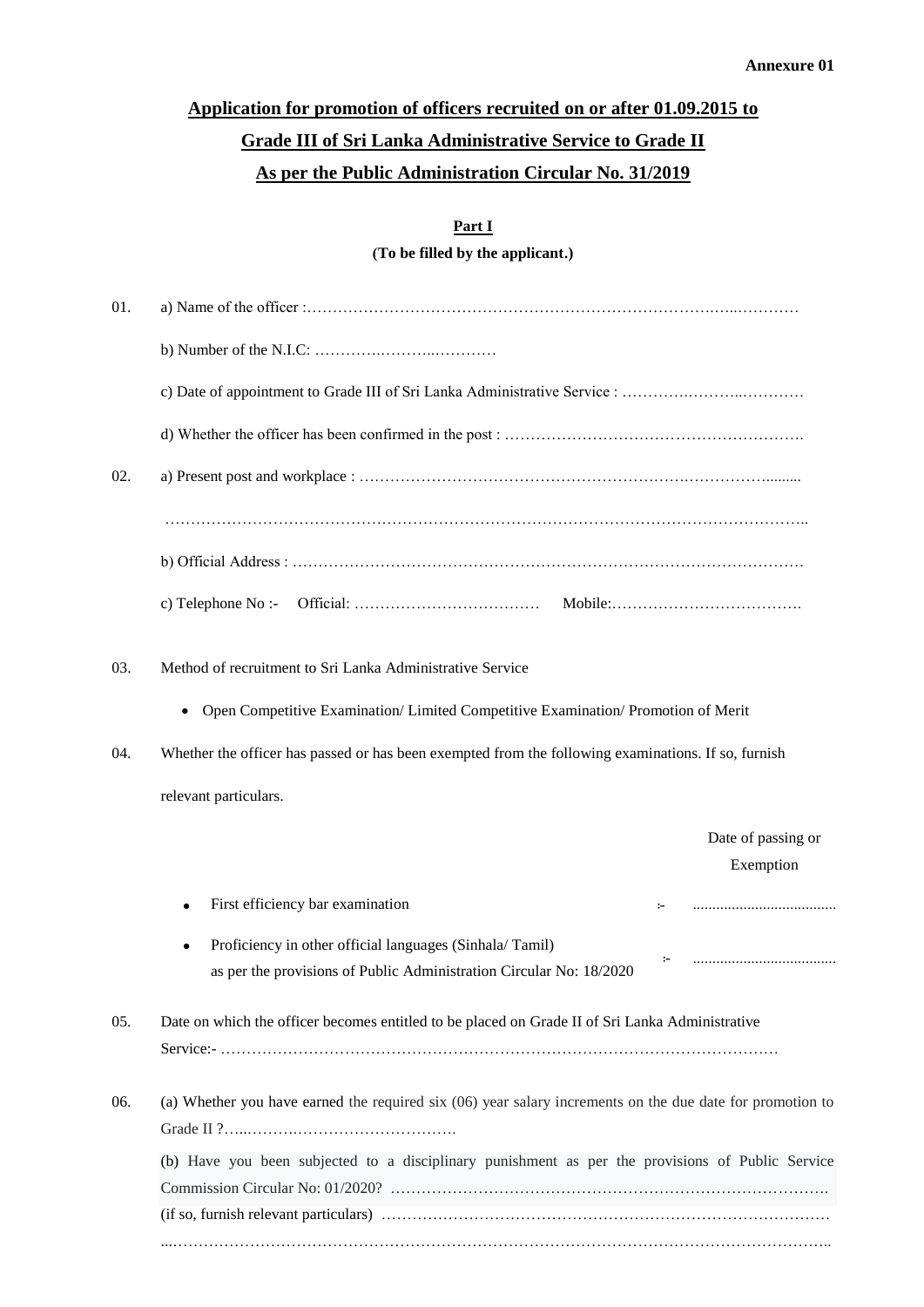**Annexure 01**

## Application for promotion of officers recruited on or after 01.09.2015 to Grade III of Sri Lanka Administrative Service to Grade II As per the Public Administration Circular No. 31/2019

### Part I

**(To be filled by the applicant.)**

01. a) Name of the officer :………………………………………………………………….…..…………

    b) Number of the N.I.C: ………….………..…………

    c) Date of appointment to Grade III of Sri Lanka Administrative Service : ………….………..…………

    d) Whether the officer has been confirmed in the post : ………………………………………………….

02. a) Present post and workplace : …………………………………………………….……………........

    …………………………………………………………………………………………………………..

    b) Official Address : ………………………………………………………………………………………

    c) Telephone No :- Official: ……………………………… Mobile:……………………………….

03. Method of recruitment to Sri Lanka Administrative Service

    - Open Competitive Examination/ Limited Competitive Examination/ Promotion of Merit

04. Whether the officer has passed or has been exempted from the following examinations. If so, furnish relevant particulars.

| | | Date of passing or Exemption |
|---|---|---|
| • First efficiency bar examination | :- | .................................... |
| • Proficiency in other official languages (Sinhala/ Tamil) as per the provisions of Public Administration Circular No: 18/2020 | :- | .................................... |

05. Date on which the officer becomes entitled to be placed on Grade II of Sri Lanka Administrative Service:- ………………………………………………………………………………………………

06. (a) Whether you have earned the required six (06) year salary increments on the due date for promotion to Grade II ?…...…….……………………………….

    (b) Have you been subjected to a disciplinary punishment as per the provisions of Public Service Commission Circular No: 01/2020? ………………………………………………………………………….

    (if so, furnish relevant particulars) ……………………………………………………………………………

    ...……………………………………………………………………………………………………………..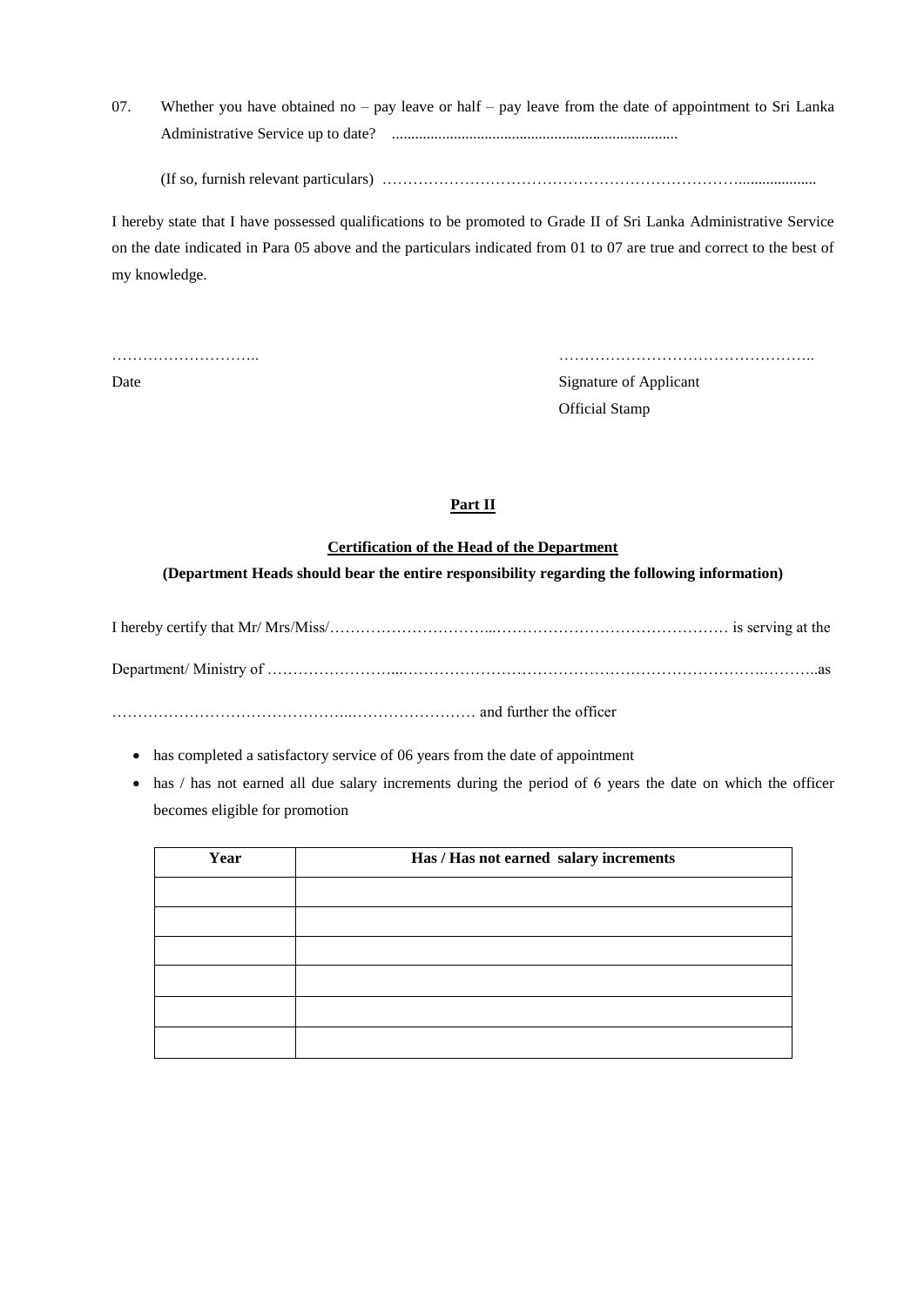07. Whether you have obtained no – pay leave or half – pay leave from the date of appointment to Sri Lanka Administrative Service up to date? .........................................................................

(If so, furnish relevant particulars) ……………………………………………………………....................

I hereby state that I have possessed qualifications to be promoted to Grade II of Sri Lanka Administrative Service on the date indicated in Para 05 above and the particulars indicated from 01 to 07 are true and correct to the best of my knowledge.

……………………….. ………………………………………….

Date Signature of Applicant

Official Stamp

## Part II

### Certification of the Head of the Department

**(Department Heads should bear the entire responsibility regarding the following information)**

I hereby certify that Mr/ Mrs/Miss/…………………………...……………………………………… is serving at the

Department/ Ministry of ……………………...…………………………………………………………….………..as

……………………………………...…………………… and further the officer

- has completed a satisfactory service of 06 years from the date of appointment
- has / has not earned all due salary increments during the period of 6 years the date on which the officer becomes eligible for promotion

| Year | Has / Has not earned salary increments |
|---|---|
| | |
| | |
| | |
| | |
| | |
| | |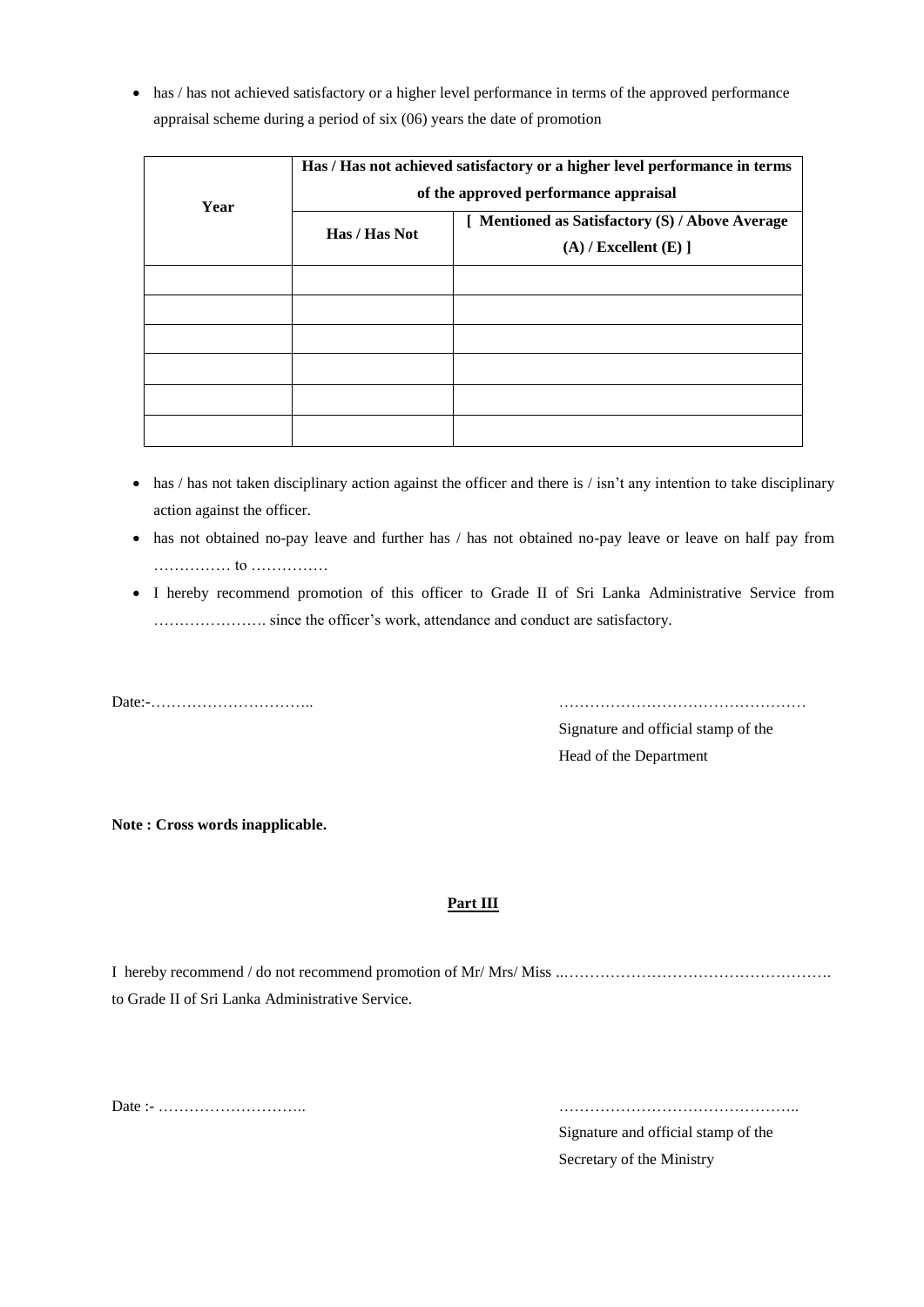- has / has not achieved satisfactory or a higher level performance in terms of the approved performance appraisal scheme during a period of six (06) years the date of promotion

| Year | Has / Has not achieved satisfactory or a higher level performance in terms of the approved performance appraisal | |
|---|---|---|
| | Has / Has Not | [ Mentioned as Satisfactory (S) / Above Average (A) / Excellent (E) ] |
| | | |
| | | |
| | | |
| | | |
| | | |
| | | |

- has / has not taken disciplinary action against the officer and there is / isn't any intention to take disciplinary action against the officer.
- has not obtained no-pay leave and further has / has not obtained no-pay leave or leave on half pay from …………… to ……………
- I hereby recommend promotion of this officer to Grade II of Sri Lanka Administrative Service from …………………. since the officer's work, attendance and conduct are satisfactory.

Date:-…………………………..

…………………………………………
Signature and official stamp of the
Head of the Department

**Note : Cross words inapplicable.**

## Part III

I hereby recommend / do not recommend promotion of Mr/ Mrs/ Miss ..……………………………………………. to Grade II of Sri Lanka Administrative Service.

Date :- ………………………..

………………………………………..
Signature and official stamp of the
Secretary of the Ministry